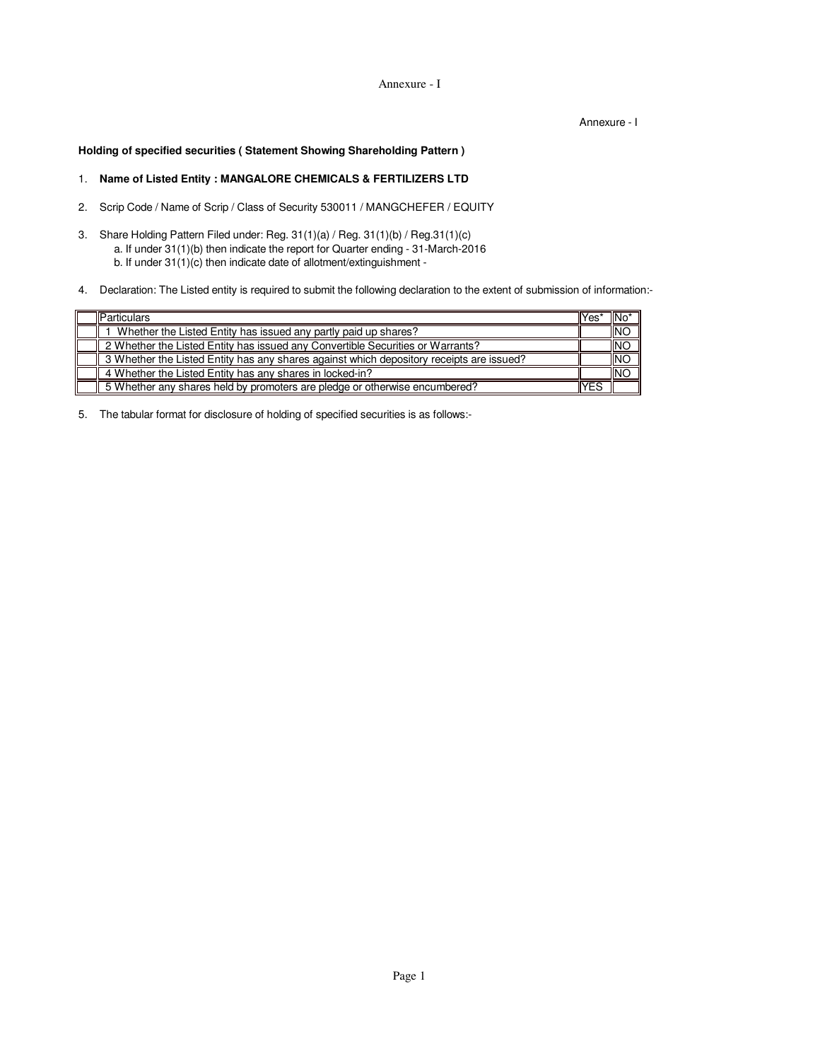Annexure - I

Annexure - I

**Holding of specified securities ( Statement Showing Shareholding Pattern )**

1. **Name of Listed Entity : MANGALORE CHEMICALS & FERTILIZERS LTD**

2. Scrip Code / Name of Scrip / Class of Security 530011 / MANGCHEFER / EQUITY

3. Share Holding Pattern Filed under: Reg. 31(1)(a) / Reg. 31(1)(b) / Reg.31(1)(c)
   a. If under 31(1)(b) then indicate the report for Quarter ending - 31-March-2016
   b. If under 31(1)(c) then indicate date of allotment/extinguishment -

4. Declaration: The Listed entity is required to submit the following declaration to the extent of submission of information:-

| | Particulars | Yes* | No* |
|---|---|---|---|
| | 1 Whether the Listed Entity has issued any partly paid up shares? | | NO |
| | 2 Whether the Listed Entity has issued any Convertible Securities or Warrants? | | NO |
| | 3 Whether the Listed Entity has any shares against which depository receipts are issued? | | NO |
| | 4 Whether the Listed Entity has any shares in locked-in? | | NO |
| | 5 Whether any shares held by promoters are pledge or otherwise encumbered? | YES | |

5. The tabular format for disclosure of holding of specified securities is as follows:-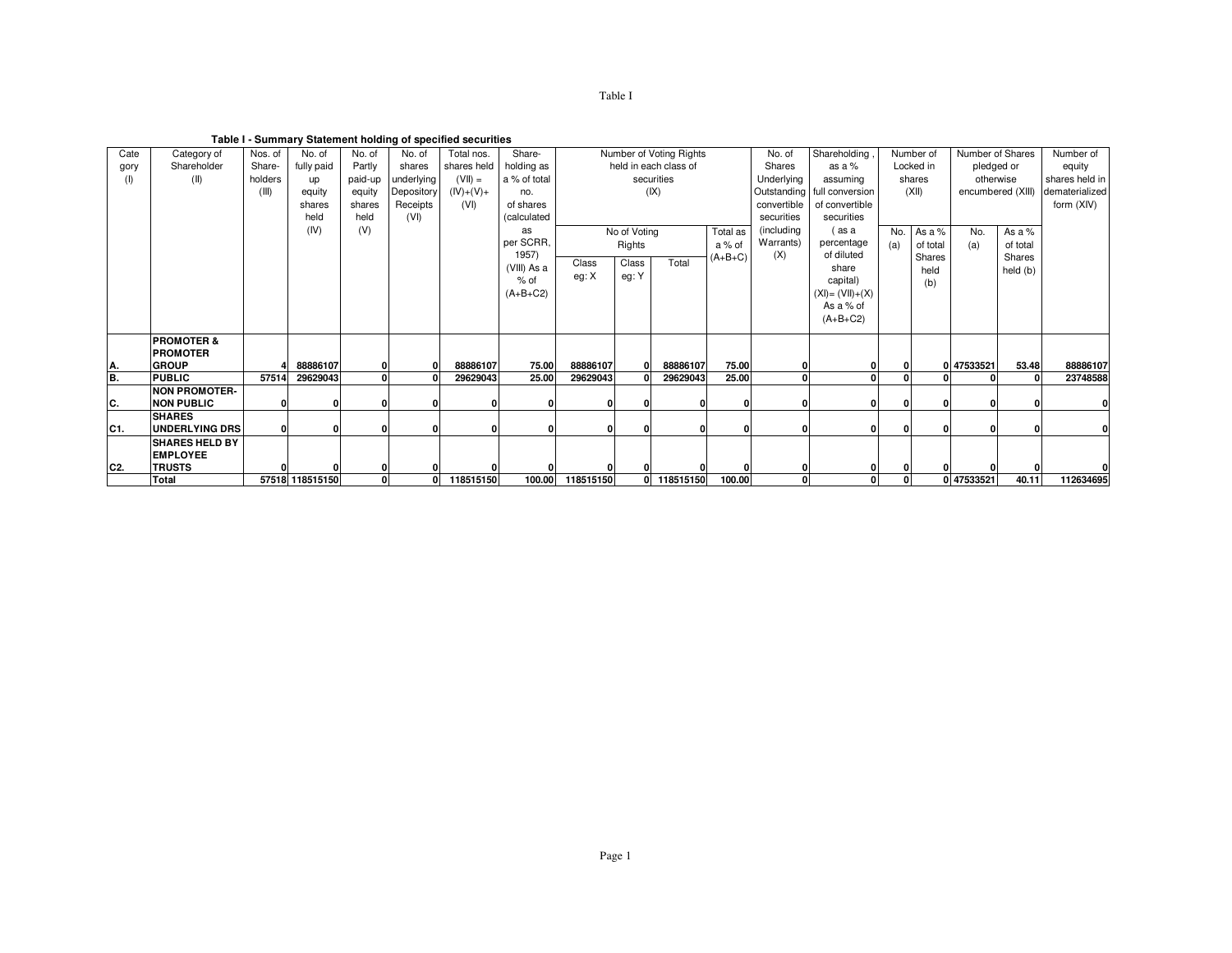Table I

**Table I - Summary Statement holding of specified securities**

| Category (I) | Category of Shareholder (II) | Nos. of Share-holders (III) | No. of fully paid up equity shares held (IV) | No. of Partly paid-up equity shares held (V) | No. of shares underlying Depository Receipts (VI) | Total nos. shares held (VII) = (IV)+(V)+ (VI) | Share-holding as a % of total no. of shares (calculated as per SCRR, 1957) (VIII) As a % of (A+B+C2) | Number of Voting Rights held in each class of securities (IX) | | | | No. of Shares Underlying Outstanding convertible securities (including Warrants) (X) | Shareholding , as a % assuming full conversion of convertible securities ( as a percentage of diluted share capital) (XI)= (VII)+(X) As a % of (A+B+C2) | Number of Locked in shares (XII) | | Number of Shares pledged or otherwise encumbered (XIII) | | Number of equity shares held in dematerialized form (XIV) |
|---|---|---|---|---|---|---|---|---|---|---|---|---|---|---|---|---|---|---|
| | | | | | | | | No of Voting Rights | | | Total as a % of (A+B+C) | | | No. (a) | As a % of total Shares held (b) | No. (a) | As a % of total Shares held (b) | |
| | | | | | | | | Class eg: X | Class eg: Y | Total | | | | | | | | |
| **A.** | **PROMOTER & PROMOTER GROUP** | **4** | **88886107** | **0** | **0** | **88886107** | **75.00** | **88886107** | **0** | **88886107** | **75.00** | **0** | **0** | **0** | **0** | **47533521** | **53.48** | **88886107** |
| **B.** | **PUBLIC** | **57514** | **29629043** | **0** | **0** | **29629043** | **25.00** | **29629043** | **0** | **29629043** | **25.00** | **0** | **0** | **0** | **0** | **0** | **0** | **23748588** |
| **C.** | **NON PROMOTER-NON PUBLIC** | **0** | **0** | **0** | **0** | **0** | **0** | **0** | **0** | **0** | **0** | **0** | **0** | **0** | **0** | **0** | **0** | **0** |
| **C1.** | **SHARES UNDERLYING DRS** | **0** | **0** | **0** | **0** | **0** | **0** | **0** | **0** | **0** | **0** | **0** | **0** | **0** | **0** | **0** | **0** | **0** |
| **C2.** | **SHARES HELD BY EMPLOYEE TRUSTS** | **0** | **0** | **0** | **0** | **0** | **0** | **0** | **0** | **0** | **0** | **0** | **0** | **0** | **0** | **0** | **0** | **0** |
| | **Total** | **57518** | **118515150** | **0** | **0** | **118515150** | **100.00** | **118515150** | **0** | **118515150** | **100.00** | **0** | **0** | **0** | **0** | **47533521** | **40.11** | **112634695** |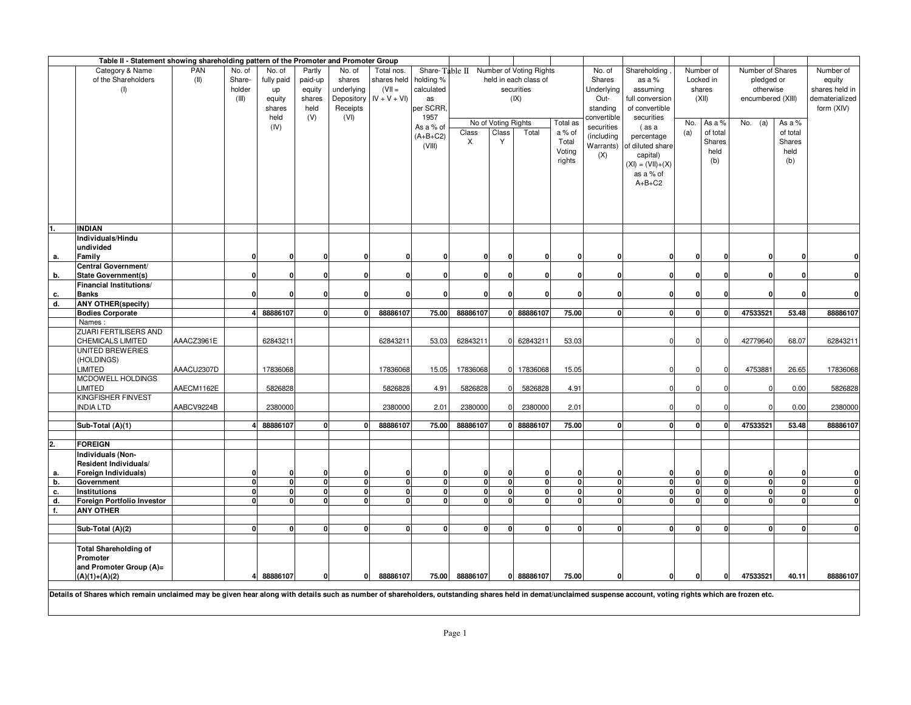## Table II - Statement showing shareholding pattern of the Promoter and Promoter Group

| | Category & Name of the Shareholders (I) | PAN (II) | No. of Share-holder (III) | No. of fully paid up equity shares held (IV) | Partly paid-up equity shares held (V) | No. of shares underlying Depository Receipts (VI) | Total nos. shares held (VII = IV + V + VI) | Share-holding % calculated as per SCRR, 1957 As a % of (A+B+C2) (VIII) | Number of Voting Rights held in each class of securities (IX) | | | | No. of Shares Underlying Out-standing convertible securities (including Warrants) (X) | Shareholding , as a % assuming full conversion of convertible securities ( as a percentage of diluted share capital) (XI) = (VII)+(X) as a % of A+B+C2 | Number of Locked in shares (XII) | | Number of Shares pledged or otherwise encumbered (XIII) | | Number of equity shares held in dematerialized form (XIV) |
|---|---|---|---|---|---|---|---|---|---|---|---|---|---|---|---|---|---|---|---|
| | | | | | | | | | No of Voting Rights | | | Total as a % of Total Voting rights | | | | | | | |
| | | | | | | | | | Class X | Class Y | Total | | | | No. (a) | As a % of total Shares held (b) | No. (a) | As a % of total Shares held (b) | |
| **1.** | **INDIAN** | | | | | | | | | | | | | | | | | | |
| a. | **Individuals/Hindu undivided Family** | | 0 | 0 | 0 | 0 | 0 | 0 | 0 | 0 | 0 | 0 | 0 | 0 | 0 | 0 | 0 | 0 | 0 |
| b. | **Central Government/ State Government(s)** | | 0 | 0 | 0 | 0 | 0 | 0 | 0 | 0 | 0 | 0 | 0 | 0 | 0 | 0 | 0 | 0 | 0 |
| c. | **Financial Institutions/ Banks** | | 0 | 0 | 0 | 0 | 0 | 0 | 0 | 0 | 0 | 0 | 0 | 0 | 0 | 0 | 0 | 0 | 0 |
| d. | **ANY OTHER(specify)** | | | | | | | | | | | | | | | | | | |
| | **Bodies Corporate** | | 4 | 88886107 | 0 | 0 | 88886107 | 75.00 | 88886107 | 0 | 88886107 | 75.00 | 0 | 0 | 0 | 0 | 47533521 | 53.48 | 88886107 |
| | Names : | | | | | | | | | | | | | | | | | | |
| | ZUARI FERTILISERS AND CHEMICALS LIMITED | AAACZ3961E | | 62843211 | | | 62843211 | 53.03 | 62843211 | 0 | 62843211 | 53.03 | | 0 | 0 | 0 | 42779640 | 68.07 | 62843211 |
| | UNITED BREWERIES (HOLDINGS) LIMITED | AAACU2307D | | 17836068 | | | 17836068 | 15.05 | 17836068 | 0 | 17836068 | 15.05 | | 0 | 0 | 0 | 4753881 | 26.65 | 17836068 |
| | MCDOWELL HOLDINGS LIMITED | AAECM1162E | | 5826828 | | | 5826828 | 4.91 | 5826828 | 0 | 5826828 | 4.91 | | 0 | 0 | 0 | 0 | 0.00 | 5826828 |
| | KINGFISHER FINVEST INDIA LTD | AABCV9224B | | 2380000 | | | 2380000 | 2.01 | 2380000 | 0 | 2380000 | 2.01 | | 0 | 0 | 0 | 0 | 0.00 | 2380000 |
| | **Sub-Total (A)(1)** | | 4 | 88886107 | 0 | 0 | 88886107 | 75.00 | 88886107 | 0 | 88886107 | 75.00 | 0 | 0 | 0 | 0 | 47533521 | 53.48 | 88886107 |
| **2.** | **FOREIGN** | | | | | | | | | | | | | | | | | | |
| a. | **Individuals (Non-Resident Individuals/ Foreign Individuals)** | | 0 | 0 | 0 | 0 | 0 | 0 | 0 | 0 | 0 | 0 | 0 | 0 | 0 | 0 | 0 | 0 | 0 |
| b. | **Government** | | 0 | 0 | 0 | 0 | 0 | 0 | 0 | 0 | 0 | 0 | 0 | 0 | 0 | 0 | 0 | 0 | 0 |
| c. | **Institutions** | | 0 | 0 | 0 | 0 | 0 | 0 | 0 | 0 | 0 | 0 | 0 | 0 | 0 | 0 | 0 | 0 | 0 |
| d. | **Foreign Portfolio Investor** | | 0 | 0 | 0 | 0 | 0 | 0 | 0 | 0 | 0 | 0 | 0 | 0 | 0 | 0 | 0 | 0 | 0 |
| f. | **ANY OTHER** | | | | | | | | | | | | | | | | | | |
| | **Sub-Total (A)(2)** | | 0 | 0 | 0 | 0 | 0 | 0 | 0 | 0 | 0 | 0 | 0 | 0 | 0 | 0 | 0 | 0 | 0 |
| | **Total Shareholding of Promoter and Promoter Group (A)= (A)(1)+(A)(2)** | | 4 | 88886107 | 0 | 0 | 88886107 | 75.00 | 88886107 | 0 | 88886107 | 75.00 | 0 | 0 | 0 | 0 | 47533521 | 40.11 | 88886107 |

**Details of Shares which remain unclaimed may be given hear along with details such as number of shareholders, outstanding shares held in demat/unclaimed suspense account, voting rights which are frozen etc.**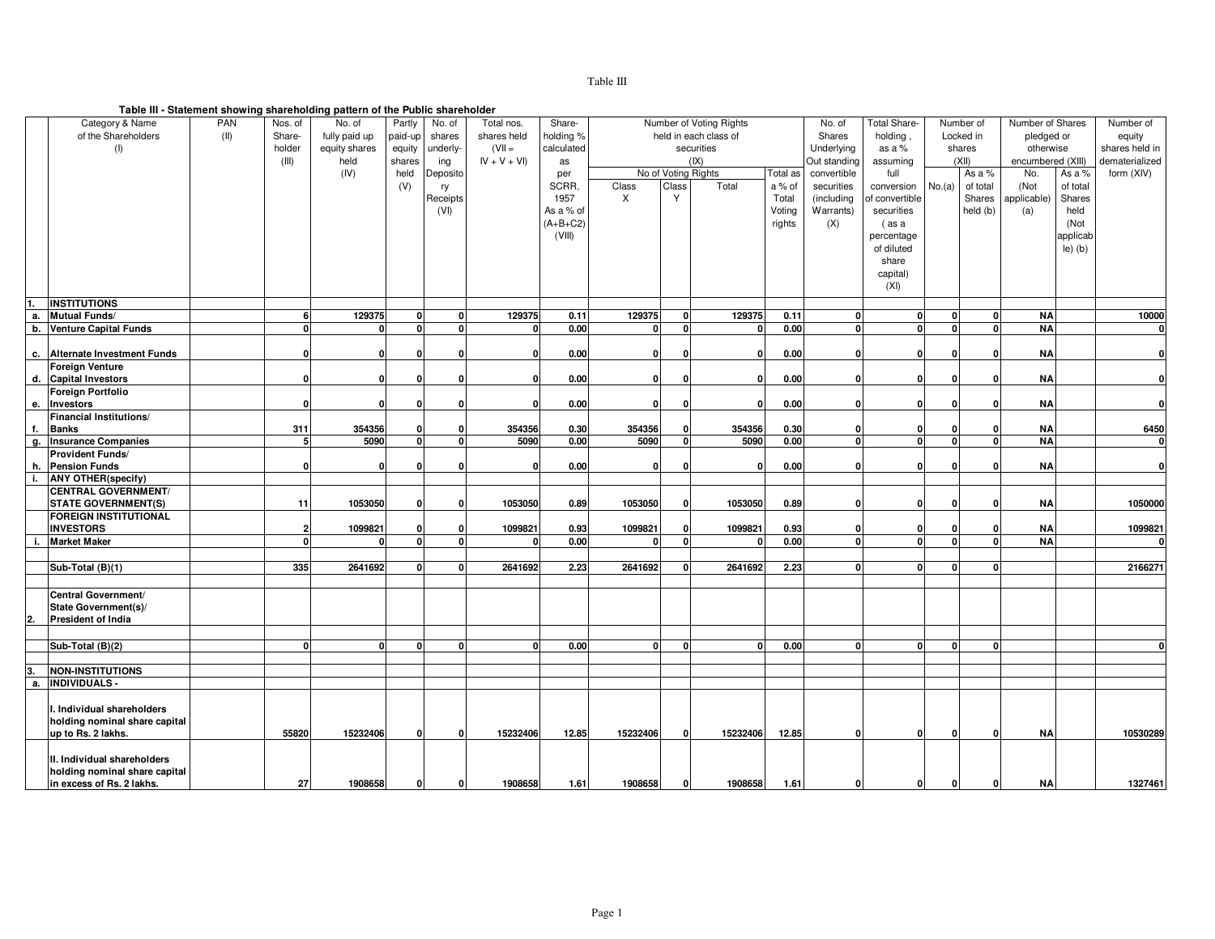Table III

### Table III - Statement showing shareholding pattern of the Public shareholder

| | Category & Name of the Shareholders (I) | PAN (II) | Nos. of Share-holder (III) | No. of fully paid up equity shares held (IV) | Partly paid-up equity shares held (V) | No. of shares underly-ing Depository Receipts (VI) | Total nos. shares held (VII = IV + V + VI) | Share-holding % calculated as per SCRR, 1957 As a % of (A+B+C2) (VIII) | Number of Voting Rights held in each class of securities (IX) | | | | No. of Shares Underlying Out standing convertible securities (including Warrants) (X) | Total Share-holding , as a % assuming full conversion of convertible securities ( as a percentage of diluted share capital) (XI) | Number of Locked in shares (XII) | | Number of Shares pledged or otherwise encumbered (XIII) | | Number of equity shares held in dematerialized form (XIV) |
|---|---|---|---|---|---|---|---|---|---|---|---|---|---|---|---|---|---|---|---|
| | | | | | | | | | No of Voting Rights | | | Total as a % of Total Voting rights | | | No.(a) | As a % of total Shares held (b) | No. (Not applicable) (a) | As a % of total Shares held (Not applicable) (b) | |
| | | | | | | | | | Class X | Class Y | Total | | | | | | | | |
| 1. | **INSTITUTIONS** | | | | | | | | | | | | | | | | | | |
| a. | **Mutual Funds/** | | 6 | 129375 | 0 | 0 | 129375 | 0.11 | 129375 | 0 | 129375 | 0.11 | 0 | 0 | 0 | 0 | NA | | 10000 |
| b. | **Venture Capital Funds** | | 0 | 0 | 0 | 0 | 0 | 0.00 | 0 | 0 | 0 | 0.00 | 0 | 0 | 0 | 0 | NA | | 0 |
| c. | **Alternate Investment Funds** | | 0 | 0 | 0 | 0 | 0 | 0.00 | 0 | 0 | 0 | 0.00 | 0 | 0 | 0 | 0 | NA | | 0 |
| d. | **Foreign Venture Capital Investors** | | 0 | 0 | 0 | 0 | 0 | 0.00 | 0 | 0 | 0 | 0.00 | 0 | 0 | 0 | 0 | NA | | 0 |
| e. | **Foreign Portfolio Investors** | | 0 | 0 | 0 | 0 | 0 | 0.00 | 0 | 0 | 0 | 0.00 | 0 | 0 | 0 | 0 | NA | | 0 |
| f. | **Financial Institutions/ Banks** | | 311 | 354356 | 0 | 0 | 354356 | 0.30 | 354356 | 0 | 354356 | 0.30 | 0 | 0 | 0 | 0 | NA | | 6450 |
| g. | **Insurance Companies** | | 5 | 5090 | 0 | 0 | 5090 | 0.00 | 5090 | 0 | 5090 | 0.00 | 0 | 0 | 0 | 0 | NA | | 0 |
| h. | **Provident Funds/ Pension Funds** | | 0 | 0 | 0 | 0 | 0 | 0.00 | 0 | 0 | 0 | 0.00 | 0 | 0 | 0 | 0 | NA | | 0 |
| i. | **ANY OTHER(specify)** | | | | | | | | | | | | | | | | | | |
| | **CENTRAL GOVERNMENT/ STATE GOVERNMENT(S)** | | 11 | 1053050 | 0 | 0 | 1053050 | 0.89 | 1053050 | 0 | 1053050 | 0.89 | 0 | 0 | 0 | 0 | NA | | 1050000 |
| | **FOREIGN INSTITUTIONAL INVESTORS** | | 2 | 1099821 | 0 | 0 | 1099821 | 0.93 | 1099821 | 0 | 1099821 | 0.93 | 0 | 0 | 0 | 0 | NA | | 1099821 |
| i. | **Market Maker** | | 0 | 0 | 0 | 0 | 0 | 0.00 | 0 | 0 | 0 | 0.00 | 0 | 0 | 0 | 0 | NA | | 0 |
| | **Sub-Total (B)(1)** | | 335 | 2641692 | 0 | 0 | 2641692 | 2.23 | 2641692 | 0 | 2641692 | 2.23 | 0 | 0 | 0 | 0 | | | 2166271 |
| 2. | **Central Government/ State Government(s)/ President of India** | | | | | | | | | | | | | | | | | | |
| | **Sub-Total (B)(2)** | | 0 | 0 | 0 | 0 | 0 | 0.00 | 0 | 0 | 0 | 0.00 | 0 | 0 | 0 | 0 | | | 0 |
| 3. | **NON-INSTITUTIONS** | | | | | | | | | | | | | | | | | | |
| a. | **INDIVIDUALS -** | | | | | | | | | | | | | | | | | | |
| | **I. Individual shareholders holding nominal share capital up to Rs. 2 lakhs.** | | 55820 | 15232406 | 0 | 0 | 15232406 | 12.85 | 15232406 | 0 | 15232406 | 12.85 | 0 | 0 | 0 | 0 | NA | | 10530289 |
| | **II. Individual shareholders holding nominal share capital in excess of Rs. 2 lakhs.** | | 27 | 1908658 | 0 | 0 | 1908658 | 1.61 | 1908658 | 0 | 1908658 | 1.61 | 0 | 0 | 0 | 0 | NA | | 1327461 |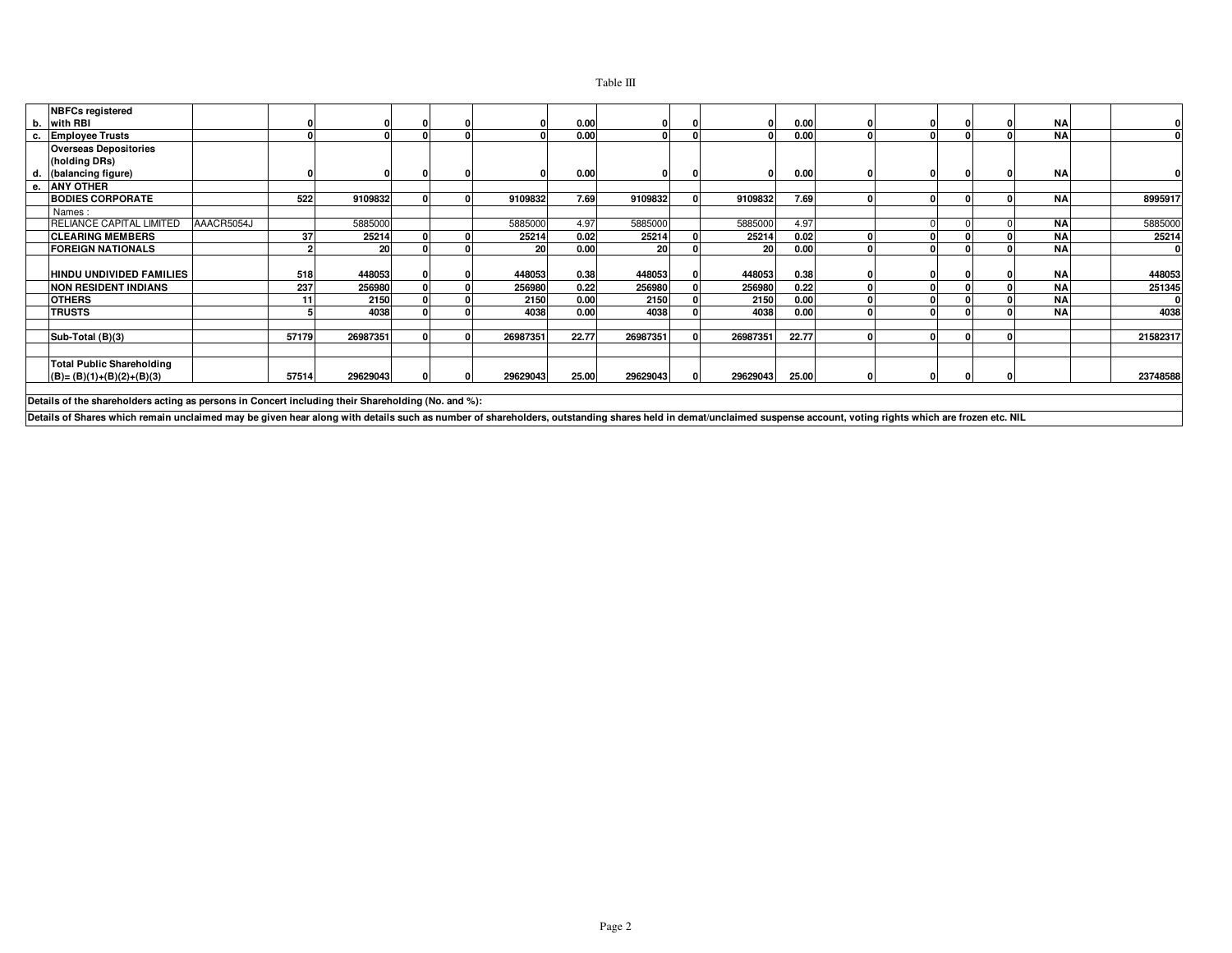Table III

| | | | | | | | | | | | | | | | | | | | |
|---|---|---|---|---|---|---|---|---|---|---|---|---|---|---|---|---|---|---|---|
| b. | **NBFCs registered with RBI** | | **0** | **0** | **0** | **0** | **0** | **0.00** | **0** | **0** | **0** | **0.00** | **0** | **0** | **0** | **0** | **NA** | | **0** |
| c. | **Employee Trusts** | | **0** | **0** | **0** | **0** | **0** | **0.00** | **0** | **0** | **0** | **0.00** | **0** | **0** | **0** | **0** | **NA** | | **0** |
| d. | **Overseas Depositories (holding DRs) (balancing figure)** | | **0** | **0** | **0** | **0** | **0** | **0.00** | **0** | **0** | **0** | **0.00** | **0** | **0** | **0** | **0** | **NA** | | **0** |
| e. | **ANY OTHER** | | | | | | | | | | | | | | | | | | |
| | **BODIES CORPORATE** | | **522** | **9109832** | **0** | **0** | **9109832** | **7.69** | **9109832** | **0** | **9109832** | **7.69** | **0** | **0** | **0** | **0** | **NA** | | **8995917** |
| | Names : | | | | | | | | | | | | | | | | | | |
| | RELIANCE CAPITAL LIMITED | AAACR5054J | | 5885000 | | | 5885000 | 4.97 | 5885000 | | 5885000 | 4.97 | | 0 | 0 | 0 | **NA** | | 5885000 |
| | **CLEARING MEMBERS** | | **37** | **25214** | **0** | **0** | **25214** | **0.02** | **25214** | **0** | **25214** | **0.02** | **0** | **0** | **0** | **0** | **NA** | | **25214** |
| | **FOREIGN NATIONALS** | | **2** | **20** | **0** | **0** | **20** | **0.00** | **20** | **0** | **20** | **0.00** | **0** | **0** | **0** | **0** | **NA** | | **0** |
| | **HINDU UNDIVIDED FAMILIES** | | **518** | **448053** | **0** | **0** | **448053** | **0.38** | **448053** | **0** | **448053** | **0.38** | **0** | **0** | **0** | **0** | **NA** | | **448053** |
| | **NON RESIDENT INDIANS** | | **237** | **256980** | **0** | **0** | **256980** | **0.22** | **256980** | **0** | **256980** | **0.22** | **0** | **0** | **0** | **0** | **NA** | | **251345** |
| | **OTHERS** | | **11** | **2150** | **0** | **0** | **2150** | **0.00** | **2150** | **0** | **2150** | **0.00** | **0** | **0** | **0** | **0** | **NA** | | **0** |
| | **TRUSTS** | | **5** | **4038** | **0** | **0** | **4038** | **0.00** | **4038** | **0** | **4038** | **0.00** | **0** | **0** | **0** | **0** | **NA** | | **4038** |
| | **Sub-Total (B)(3)** | | **57179** | **26987351** | **0** | **0** | **26987351** | **22.77** | **26987351** | **0** | **26987351** | **22.77** | **0** | **0** | **0** | **0** | | | **21582317** |
| | **Total Public Shareholding (B)= (B)(1)+(B)(2)+(B)(3)** | | **57514** | **29629043** | **0** | **0** | **29629043** | **25.00** | **29629043** | **0** | **29629043** | **25.00** | **0** | **0** | **0** | **0** | | | **23748588** |

**Details of the shareholders acting as persons in Concert including their Shareholding (No. and %):**

**Details of Shares which remain unclaimed may be given hear along with details such as number of shareholders, outstanding shares held in demat/unclaimed suspense account, voting rights which are frozen etc. NIL**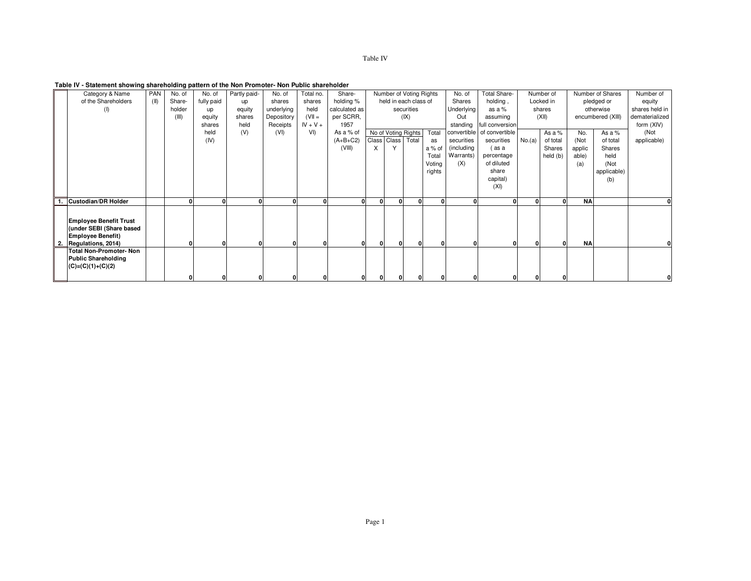Table IV

**Table IV - Statement showing shareholding pattern of the Non Promoter- Non Public shareholder**

| | Category & Name of the Shareholders (I) | PAN (II) | No. of Share-holder (III) | No. of fully paid up equity shares held (IV) | Partly paid-up equity shares held (V) | No. of shares underlying Depository Receipts (VI) | Total no. shares held (VII = IV + V + VI) | Share-holding % calculated as per SCRR, 1957 As a % of (A+B+C2) (VIII) | Number of Voting Rights held in each class of securities (IX) | | | | No. of Shares Underlying Out standing convertible securities (including Warrants) (X) | Total Share-holding , as a % assuming full conversion of convertible securities ( as a percentage of diluted share capital) (XI) | Number of Locked in shares (XII) | | Number of Shares pledged or otherwise encumbered (XIII) | | Number of equity shares held in dematerialized form (XIV) (Not applicable) |
|---|---|---|---|---|---|---|---|---|---|---|---|---|---|---|---|---|---|---|---|
| | | | | | | | | | No of Voting Rights | | | Total as a % of Total Voting rights | | | No.(a) | As a % of total Shares held (b) | No. (Not applic able) (a) | As a % of total Shares held (Not applicable) (b) | |
| | | | | | | | | | Class X | Class Y | Total | | | | | | | | |
| **1.** | **Custodian/DR Holder** | | 0 | 0 | 0 | 0 | 0 | 0 | 0 | 0 | 0 | 0 | 0 | 0 | 0 | 0 | NA | | 0 |
| **2.** | **Employee Benefit Trust (under SEBI (Share based Employee Benefit) Regulations, 2014)** | | 0 | 0 | 0 | 0 | 0 | 0 | 0 | 0 | 0 | 0 | 0 | 0 | 0 | 0 | NA | | 0 |
| | **Total Non-Promoter- Non Public Shareholding (C)=(C)(1)+(C)(2)** | | 0 | 0 | 0 | 0 | 0 | 0 | 0 | 0 | 0 | 0 | 0 | 0 | 0 | 0 | | | 0 |